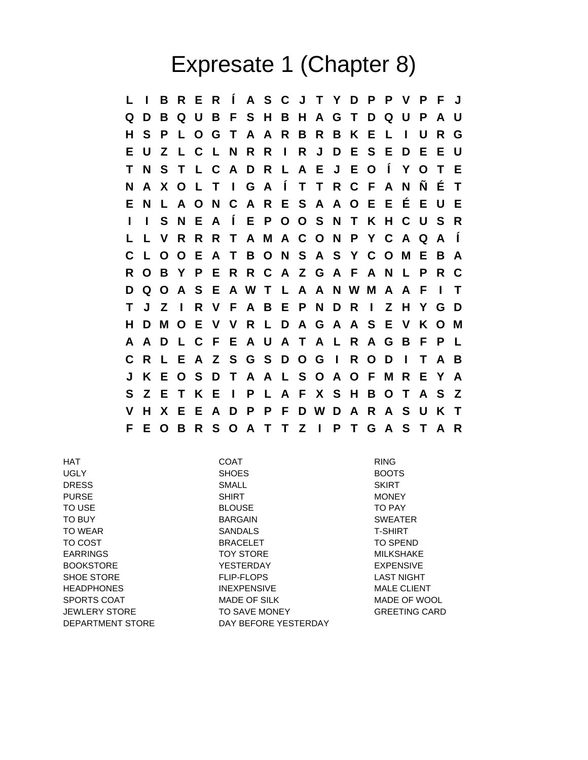# Expresate 1 (Chapter 8)

```
L I B R E R Í A S C J T Y D P P V P F J
Q D B Q U B F S H B H A G T D Q U P A U
H S P L O G T A A R B R B K E L I U R G
E U Z L C L N R R I R J D E S E D E E U
T N S T L C A D R L A E J E O Í Y O T E
N A X O L T I G A Í T T R C F A N Ñ É T
E N L A O N C A R E S A A O E E É E U E
I I S N E A Í E P O O S N T K H C U S R
L L V R R R T A M A C O N P Y C A Q A Í
C L O O E A T B O N S A S Y C O M E B A
R O B Y P E R R C A Z G A F A N L P R C
D Q O A S E A W T L A A N W M A A F I T
T J Z I R V F A B E P N D R I Z H Y G D
H D M O E V V R L D A G A A S E V K O M
A A D L C F E A U A T A L R A G B F P L
C R L E A Z S G S D O G I R O D I T A B
J K E O S D T A A L S O A O F M R E Y A
S Z E T K E I P L A F X S H B O T A S Z
V H X E E A D P P F D W D A R A S U K T
F E O B R S O A T T Z I P T G A S T A R
```

HAT
UGLY
DRESS
PURSE
TO USE
TO BUY
TO WEAR
TO COST
EARRINGS
BOOKSTORE
SHOE STORE
HEADPHONES
SPORTS COAT
JEWLERY STORE
DEPARTMENT STORE

COAT
SHOES
SMALL
SHIRT
BLOUSE
BARGAIN
SANDALS
BRACELET
TOY STORE
YESTERDAY
FLIP-FLOPS
INEXPENSIVE
MADE OF SILK
TO SAVE MONEY
DAY BEFORE YESTERDAY

RING
BOOTS
SKIRT
MONEY
TO PAY
SWEATER
T-SHIRT
TO SPEND
MILKSHAKE
EXPENSIVE
LAST NIGHT
MALE CLIENT
MADE OF WOOL
GREETING CARD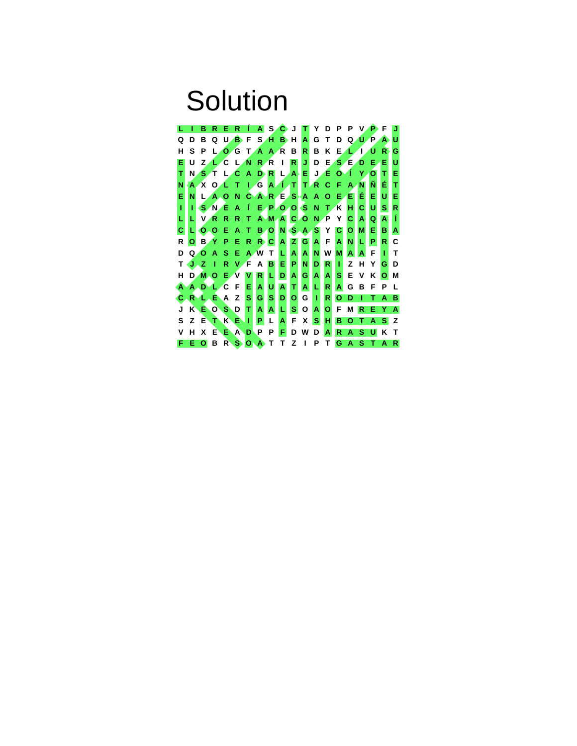# Solution

| | | | | | | | | | | | | | | | | | | | |
|---|---|---|---|---|---|---|---|---|---|---|---|---|---|---|---|---|---|---|---|
| L | I | B | R | E | R | Í | A | S | C | J | T | Y | D | P | P | V | P | F | J |
| Q | D | B | Q | U | B | F | S | H | B | H | A | G | T | D | Q | U | P | A | U |
| H | S | P | L | O | G | T | A | A | R | B | R | B | K | E | L | I | U | R | G |
| E | U | Z | L | C | L | N | R | R | I | R | J | D | E | S | E | D | E | E | U |
| T | N | S | T | L | C | A | D | R | L | A | E | J | E | O | Í | Y | O | T | E |
| N | A | X | O | L | T | I | G | A | Í | T | T | R | C | F | A | N | Ñ | É | T |
| E | N | L | A | O | N | C | A | R | E | S | A | A | O | E | E | É | E | U | E |
| I | I | S | N | E | A | Í | E | P | O | O | S | N | T | K | H | C | U | S | R |
| L | L | V | R | R | R | T | A | M | A | C | O | N | P | Y | C | A | Q | A | Í |
| C | L | O | O | E | A | T | B | O | N | S | A | S | Y | C | O | M | E | B | A |
| R | O | B | Y | P | E | R | R | C | A | Z | G | A | F | A | N | L | P | R | C |
| D | Q | O | A | S | E | A | W | T | L | A | A | N | W | M | A | A | F | I | T |
| T | J | Z | I | R | V | F | A | B | E | P | N | D | R | I | Z | H | Y | G | D |
| H | D | M | O | E | V | V | R | L | D | A | G | A | A | S | E | V | K | O | M |
| A | A | D | L | C | F | E | A | U | A | T | A | L | R | A | G | B | F | P | L |
| C | R | L | E | A | Z | S | G | S | D | O | G | I | R | O | D | I | T | A | B |
| J | K | E | O | S | D | T | A | A | L | S | O | A | O | F | M | R | E | Y | A |
| S | Z | E | T | K | E | I | P | L | A | F | X | S | H | B | O | T | A | S | Z |
| V | H | X | E | E | A | D | P | P | F | D | W | D | A | R | A | S | U | K | T |
| F | E | O | B | R | S | O | A | T | T | Z | I | P | T | G | A | S | T | A | R |